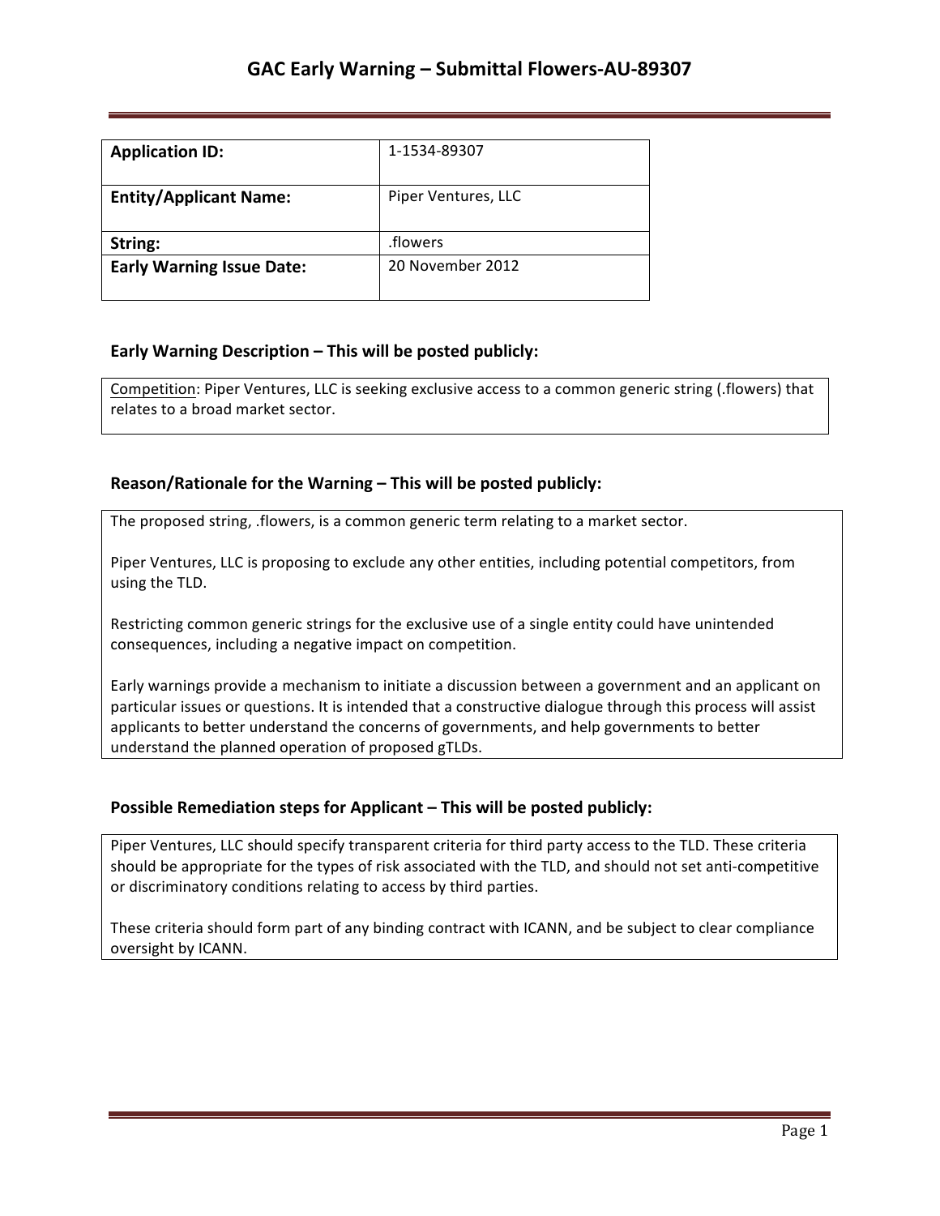# GAC Early Warning – Submittal Flowers-AU-89307

| **Application ID:** | 1-1534-89307 |
| --- | --- |
| **Entity/Applicant Name:** | Piper Ventures, LLC |
| **String:** | .flowers |
| **Early Warning Issue Date:** | 20 November 2012 |

### Early Warning Description – This will be posted publicly:

Competition: Piper Ventures, LLC is seeking exclusive access to a common generic string (.flowers) that relates to a broad market sector.

### Reason/Rationale for the Warning – This will be posted publicly:

The proposed string, .flowers, is a common generic term relating to a market sector.

Piper Ventures, LLC is proposing to exclude any other entities, including potential competitors, from using the TLD.

Restricting common generic strings for the exclusive use of a single entity could have unintended consequences, including a negative impact on competition.

Early warnings provide a mechanism to initiate a discussion between a government and an applicant on particular issues or questions. It is intended that a constructive dialogue through this process will assist applicants to better understand the concerns of governments, and help governments to better understand the planned operation of proposed gTLDs.

### Possible Remediation steps for Applicant – This will be posted publicly:

Piper Ventures, LLC should specify transparent criteria for third party access to the TLD. These criteria should be appropriate for the types of risk associated with the TLD, and should not set anti-competitive or discriminatory conditions relating to access by third parties.

These criteria should form part of any binding contract with ICANN, and be subject to clear compliance oversight by ICANN.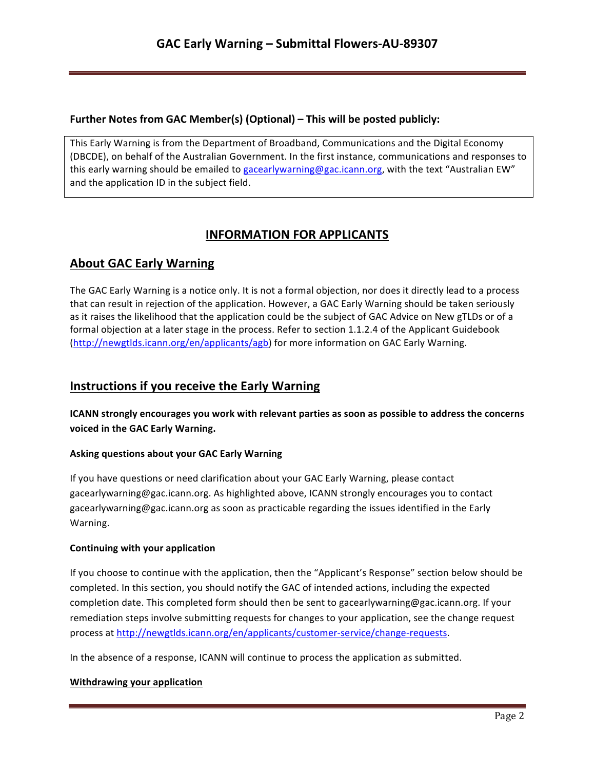**Further Notes from GAC Member(s) (Optional) – This will be posted publicly:**

This Early Warning is from the Department of Broadband, Communications and the Digital Economy (DBCDE), on behalf of the Australian Government. In the first instance, communications and responses to this early warning should be emailed to gacearlywarning@gac.icann.org, with the text "Australian EW" and the application ID in the subject field.

## INFORMATION FOR APPLICANTS

## About GAC Early Warning

The GAC Early Warning is a notice only. It is not a formal objection, nor does it directly lead to a process that can result in rejection of the application. However, a GAC Early Warning should be taken seriously as it raises the likelihood that the application could be the subject of GAC Advice on New gTLDs or of a formal objection at a later stage in the process. Refer to section 1.1.2.4 of the Applicant Guidebook (http://newgtlds.icann.org/en/applicants/agb) for more information on GAC Early Warning.

## Instructions if you receive the Early Warning

**ICANN strongly encourages you work with relevant parties as soon as possible to address the concerns voiced in the GAC Early Warning.**

**Asking questions about your GAC Early Warning**

If you have questions or need clarification about your GAC Early Warning, please contact gacearlywarning@gac.icann.org. As highlighted above, ICANN strongly encourages you to contact gacearlywarning@gac.icann.org as soon as practicable regarding the issues identified in the Early Warning.

**Continuing with your application**

If you choose to continue with the application, then the "Applicant's Response" section below should be completed. In this section, you should notify the GAC of intended actions, including the expected completion date. This completed form should then be sent to gacearlywarning@gac.icann.org. If your remediation steps involve submitting requests for changes to your application, see the change request process at http://newgtlds.icann.org/en/applicants/customer-service/change-requests.

In the absence of a response, ICANN will continue to process the application as submitted.

**Withdrawing your application**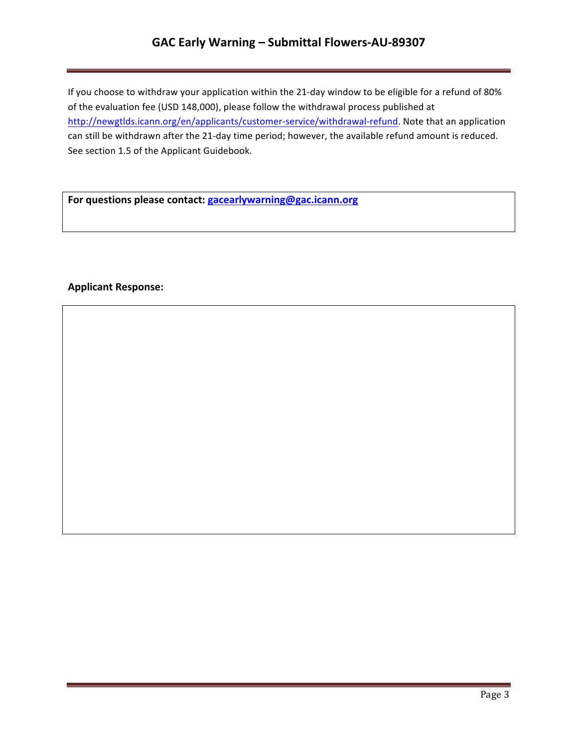If you choose to withdraw your application within the 21-day window to be eligible for a refund of 80% of the evaluation fee (USD 148,000), please follow the withdrawal process published at http://newgtlds.icann.org/en/applicants/customer-service/withdrawal-refund. Note that an application can still be withdrawn after the 21-day time period; however, the available refund amount is reduced. See section 1.5 of the Applicant Guidebook.

**For questions please contact: gacearlywarning@gac.icann.org**

**Applicant Response:**